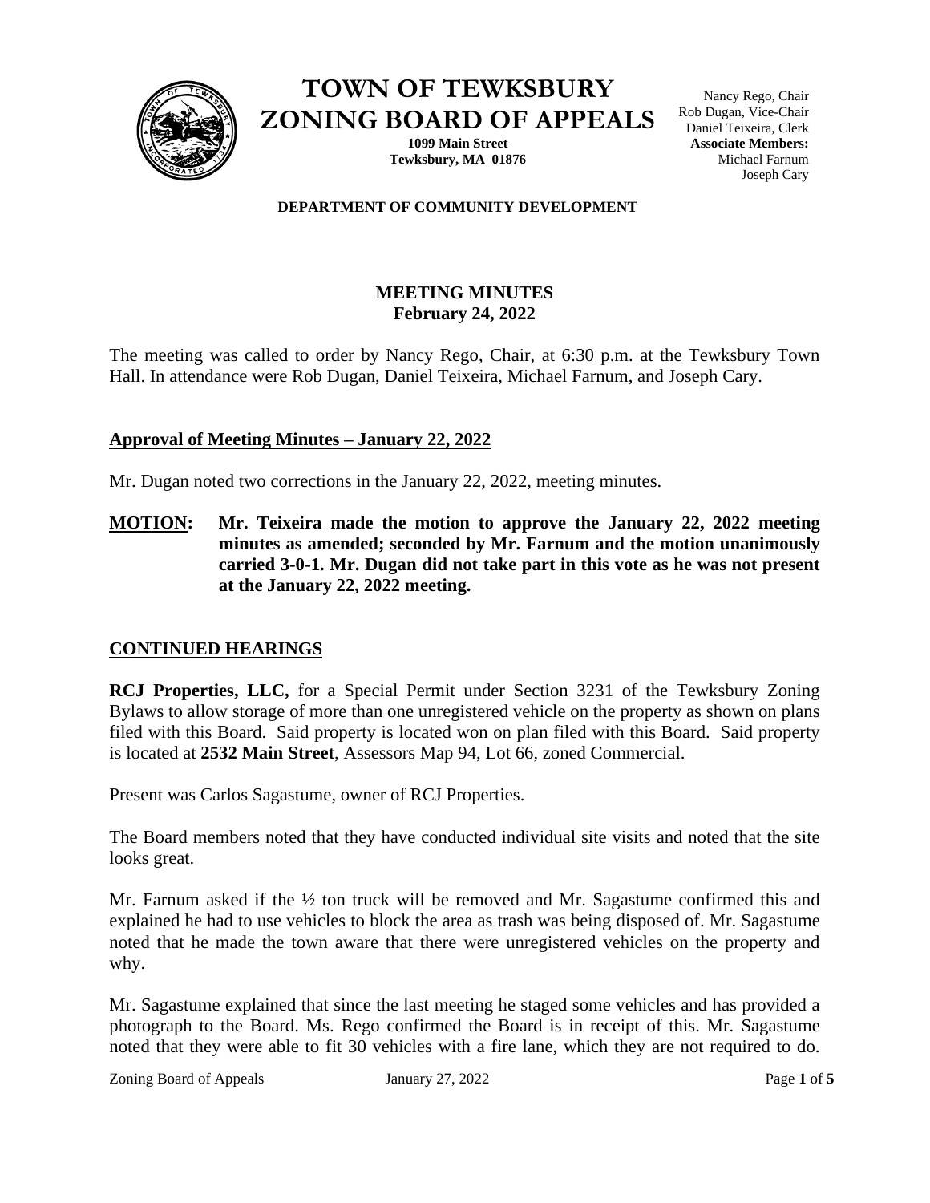# TOWN OF TEWKSBURY ZONING BOARD OF APPEALS

**1099 Main Street**
**Tewksbury, MA 01876**

Nancy Rego, Chair
Rob Dugan, Vice-Chair
Daniel Teixeira, Clerk
**Associate Members:**
Michael Farnum
Joseph Cary

**DEPARTMENT OF COMMUNITY DEVELOPMENT**

## MEETING MINUTES
## February 24, 2022

The meeting was called to order by Nancy Rego, Chair, at 6:30 p.m. at the Tewksbury Town Hall. In attendance were Rob Dugan, Daniel Teixeira, Michael Farnum, and Joseph Cary.

### Approval of Meeting Minutes – January 22, 2022

Mr. Dugan noted two corrections in the January 22, 2022, meeting minutes.

**MOTION: Mr. Teixeira made the motion to approve the January 22, 2022 meeting minutes as amended; seconded by Mr. Farnum and the motion unanimously carried 3-0-1. Mr. Dugan did not take part in this vote as he was not present at the January 22, 2022 meeting.**

### CONTINUED HEARINGS

**RCJ Properties, LLC,** for a Special Permit under Section 3231 of the Tewksbury Zoning Bylaws to allow storage of more than one unregistered vehicle on the property as shown on plans filed with this Board. Said property is located won on plan filed with this Board. Said property is located at **2532 Main Street**, Assessors Map 94, Lot 66, zoned Commercial.

Present was Carlos Sagastume, owner of RCJ Properties.

The Board members noted that they have conducted individual site visits and noted that the site looks great.

Mr. Farnum asked if the ½ ton truck will be removed and Mr. Sagastume confirmed this and explained he had to use vehicles to block the area as trash was being disposed of. Mr. Sagastume noted that he made the town aware that there were unregistered vehicles on the property and why.

Mr. Sagastume explained that since the last meeting he staged some vehicles and has provided a photograph to the Board. Ms. Rego confirmed the Board is in receipt of this. Mr. Sagastume noted that they were able to fit 30 vehicles with a fire lane, which they are not required to do.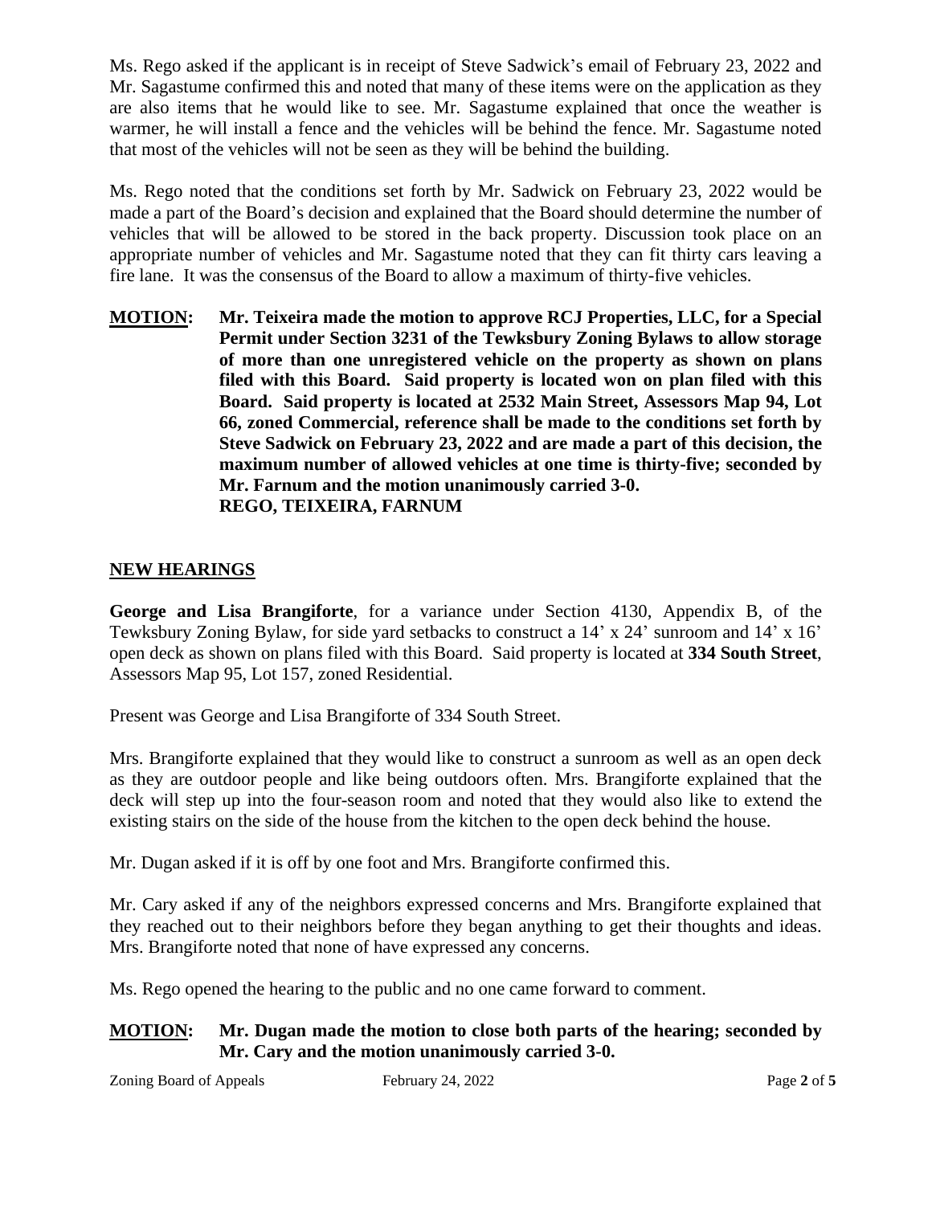Ms. Rego asked if the applicant is in receipt of Steve Sadwick's email of February 23, 2022 and Mr. Sagastume confirmed this and noted that many of these items were on the application as they are also items that he would like to see. Mr. Sagastume explained that once the weather is warmer, he will install a fence and the vehicles will be behind the fence. Mr. Sagastume noted that most of the vehicles will not be seen as they will be behind the building.

Ms. Rego noted that the conditions set forth by Mr. Sadwick on February 23, 2022 would be made a part of the Board's decision and explained that the Board should determine the number of vehicles that will be allowed to be stored in the back property. Discussion took place on an appropriate number of vehicles and Mr. Sagastume noted that they can fit thirty cars leaving a fire lane. It was the consensus of the Board to allow a maximum of thirty-five vehicles.

**MOTION: Mr. Teixeira made the motion to approve RCJ Properties, LLC, for a Special Permit under Section 3231 of the Tewksbury Zoning Bylaws to allow storage of more than one unregistered vehicle on the property as shown on plans filed with this Board. Said property is located won on plan filed with this Board. Said property is located at 2532 Main Street, Assessors Map 94, Lot 66, zoned Commercial, reference shall be made to the conditions set forth by Steve Sadwick on February 23, 2022 and are made a part of this decision, the maximum number of allowed vehicles at one time is thirty-five; seconded by Mr. Farnum and the motion unanimously carried 3-0.**
**REGO, TEIXEIRA, FARNUM**

## NEW HEARINGS

**George and Lisa Brangiforte**, for a variance under Section 4130, Appendix B, of the Tewksbury Zoning Bylaw, for side yard setbacks to construct a 14' x 24' sunroom and 14' x 16' open deck as shown on plans filed with this Board. Said property is located at **334 South Street**, Assessors Map 95, Lot 157, zoned Residential.

Present was George and Lisa Brangiforte of 334 South Street.

Mrs. Brangiforte explained that they would like to construct a sunroom as well as an open deck as they are outdoor people and like being outdoors often. Mrs. Brangiforte explained that the deck will step up into the four-season room and noted that they would also like to extend the existing stairs on the side of the house from the kitchen to the open deck behind the house.

Mr. Dugan asked if it is off by one foot and Mrs. Brangiforte confirmed this.

Mr. Cary asked if any of the neighbors expressed concerns and Mrs. Brangiforte explained that they reached out to their neighbors before they began anything to get their thoughts and ideas. Mrs. Brangiforte noted that none of have expressed any concerns.

Ms. Rego opened the hearing to the public and no one came forward to comment.

**MOTION: Mr. Dugan made the motion to close both parts of the hearing; seconded by Mr. Cary and the motion unanimously carried 3-0.**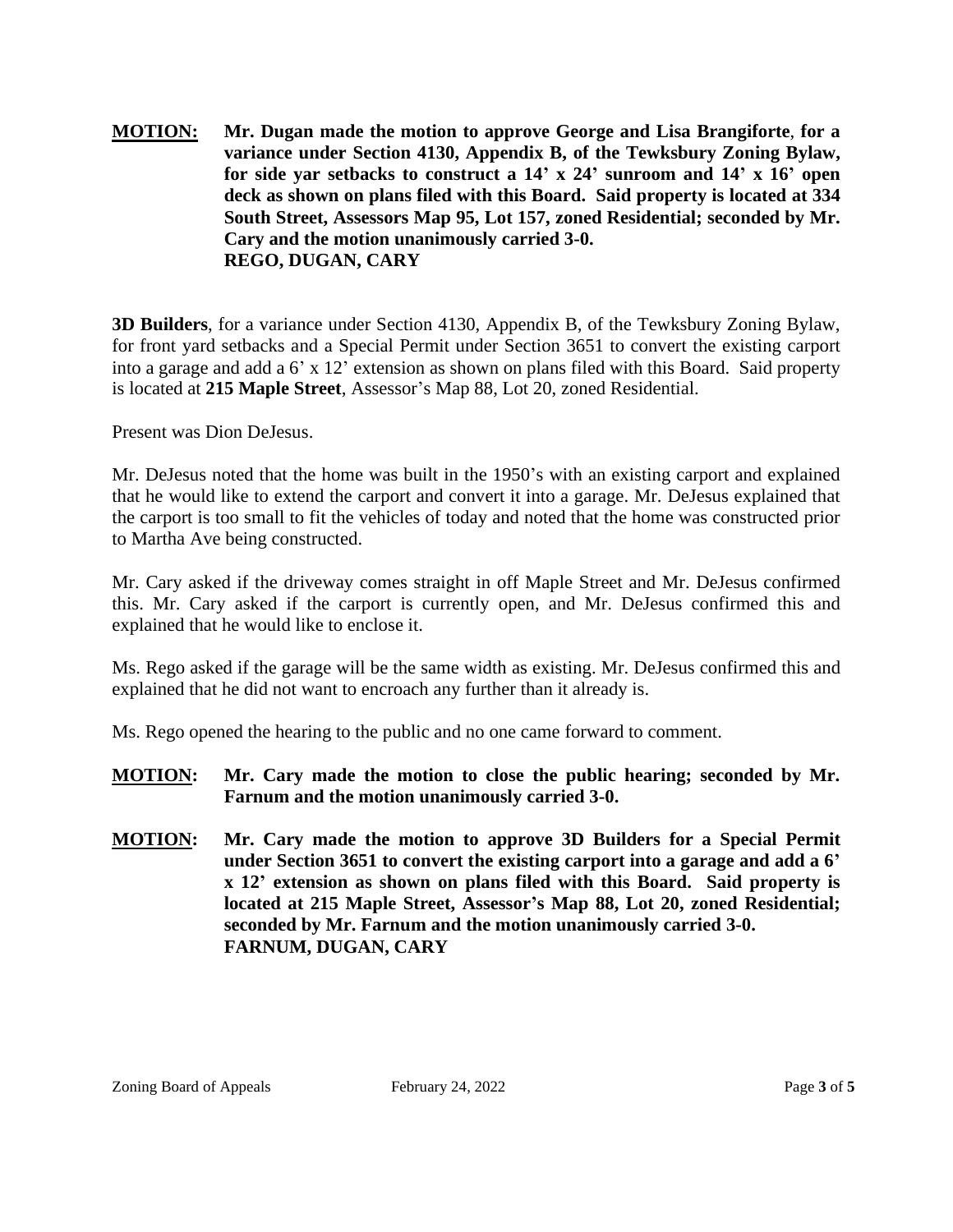**MOTION:** **Mr. Dugan made the motion to approve George and Lisa Brangiforte**, **for a variance under Section 4130, Appendix B, of the Tewksbury Zoning Bylaw, for side yar setbacks to construct a 14' x 24' sunroom and 14' x 16' open deck as shown on plans filed with this Board. Said property is located at 334 South Street, Assessors Map 95, Lot 157, zoned Residential; seconded by Mr. Cary and the motion unanimously carried 3-0.**
**REGO, DUGAN, CARY**

**3D Builders**, for a variance under Section 4130, Appendix B, of the Tewksbury Zoning Bylaw, for front yard setbacks and a Special Permit under Section 3651 to convert the existing carport into a garage and add a 6' x 12' extension as shown on plans filed with this Board. Said property is located at **215 Maple Street**, Assessor's Map 88, Lot 20, zoned Residential.

Present was Dion DeJesus.

Mr. DeJesus noted that the home was built in the 1950's with an existing carport and explained that he would like to extend the carport and convert it into a garage. Mr. DeJesus explained that the carport is too small to fit the vehicles of today and noted that the home was constructed prior to Martha Ave being constructed.

Mr. Cary asked if the driveway comes straight in off Maple Street and Mr. DeJesus confirmed this. Mr. Cary asked if the carport is currently open, and Mr. DeJesus confirmed this and explained that he would like to enclose it.

Ms. Rego asked if the garage will be the same width as existing. Mr. DeJesus confirmed this and explained that he did not want to encroach any further than it already is.

Ms. Rego opened the hearing to the public and no one came forward to comment.

**MOTION:** **Mr. Cary made the motion to close the public hearing; seconded by Mr. Farnum and the motion unanimously carried 3-0.**

**MOTION:** **Mr. Cary made the motion to approve 3D Builders for a Special Permit under Section 3651 to convert the existing carport into a garage and add a 6' x 12' extension as shown on plans filed with this Board. Said property is located at 215 Maple Street, Assessor's Map 88, Lot 20, zoned Residential; seconded by Mr. Farnum and the motion unanimously carried 3-0.**
**FARNUM, DUGAN, CARY**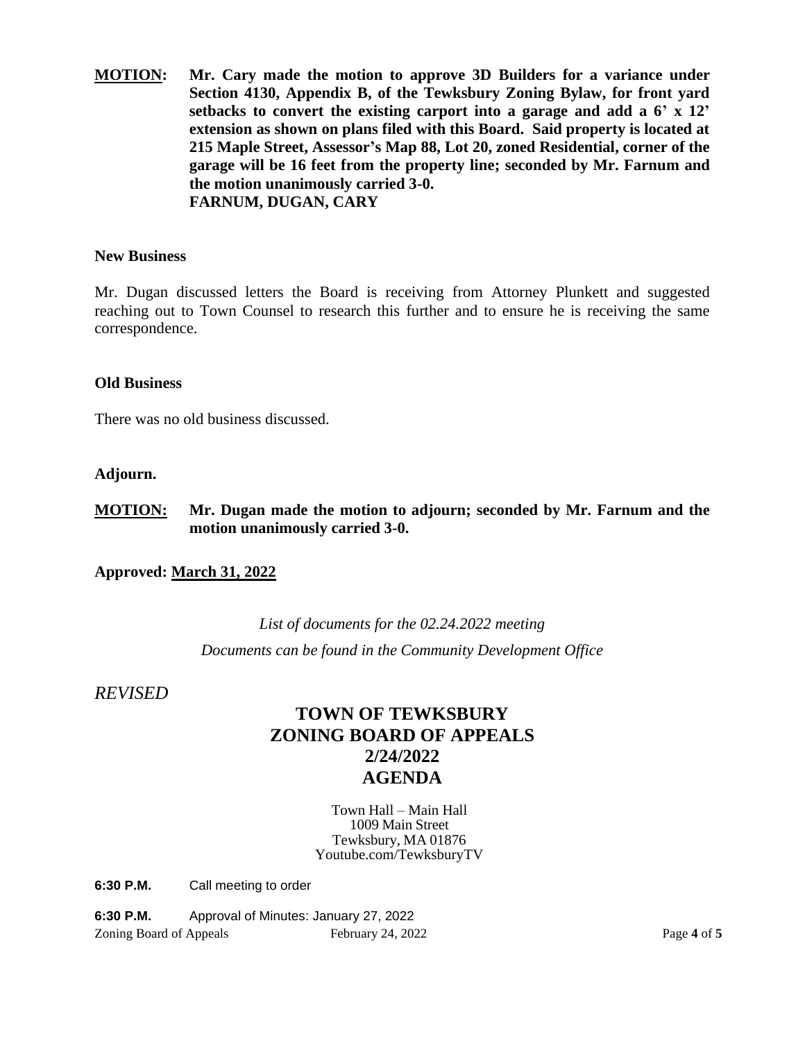**MOTION: Mr. Cary made the motion to approve 3D Builders for a variance under Section 4130, Appendix B, of the Tewksbury Zoning Bylaw, for front yard setbacks to convert the existing carport into a garage and add a 6' x 12' extension as shown on plans filed with this Board. Said property is located at 215 Maple Street, Assessor's Map 88, Lot 20, zoned Residential, corner of the garage will be 16 feet from the property line; seconded by Mr. Farnum and the motion unanimously carried 3-0.**
**FARNUM, DUGAN, CARY**

**New Business**

Mr. Dugan discussed letters the Board is receiving from Attorney Plunkett and suggested reaching out to Town Counsel to research this further and to ensure he is receiving the same correspondence.

**Old Business**

There was no old business discussed.

**Adjourn.**

**MOTION: Mr. Dugan made the motion to adjourn; seconded by Mr. Farnum and the motion unanimously carried 3-0.**

**Approved: March 31, 2022**

*List of documents for the 02.24.2022 meeting*

*Documents can be found in the Community Development Office*

*REVISED*

# TOWN OF TEWKSBURY
# ZONING BOARD OF APPEALS
# 2/24/2022
# AGENDA

Town Hall – Main Hall
1009 Main Street
Tewksbury, MA 01876
Youtube.com/TewksburyTV

**6:30 P.M.** Call meeting to order

**6:30 P.M.** Approval of Minutes: January 27, 2022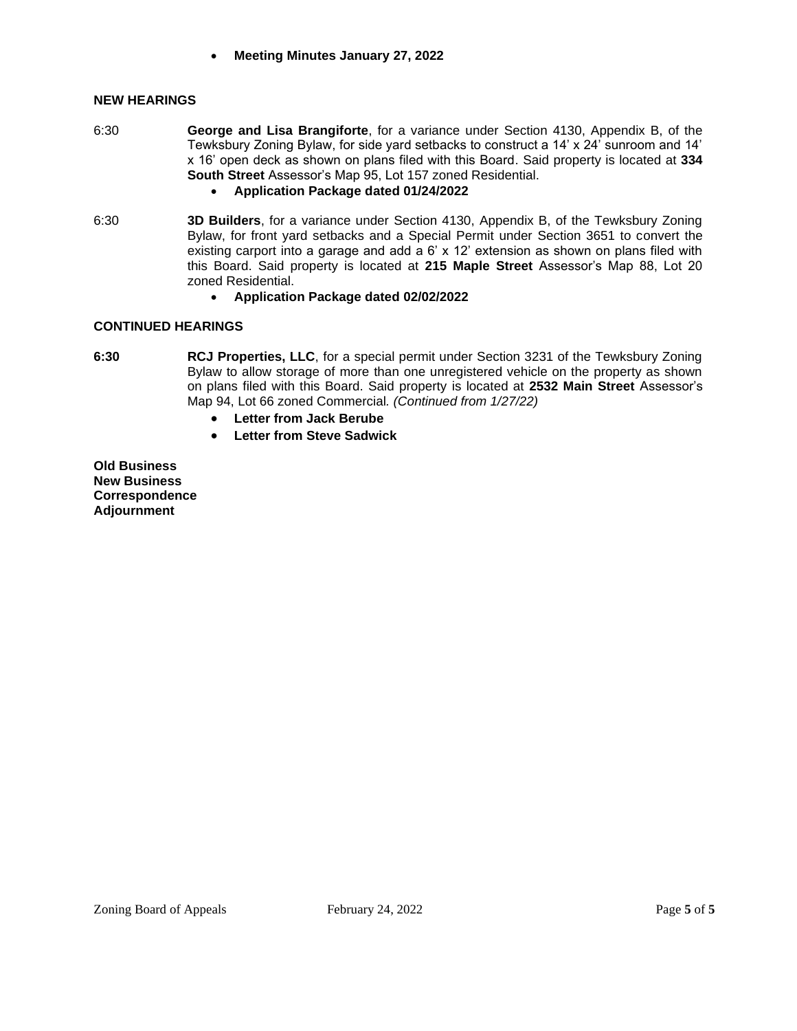- **Meeting Minutes January 27, 2022**

**NEW HEARINGS**

6:30 **George and Lisa Brangiforte**, for a variance under Section 4130, Appendix B, of the Tewksbury Zoning Bylaw, for side yard setbacks to construct a 14' x 24' sunroom and 14' x 16' open deck as shown on plans filed with this Board. Said property is located at **334 South Street** Assessor's Map 95, Lot 157 zoned Residential.

- **Application Package dated 01/24/2022**

6:30 **3D Builders**, for a variance under Section 4130, Appendix B, of the Tewksbury Zoning Bylaw, for front yard setbacks and a Special Permit under Section 3651 to convert the existing carport into a garage and add a 6' x 12' extension as shown on plans filed with this Board. Said property is located at **215 Maple Street** Assessor's Map 88, Lot 20 zoned Residential.

- **Application Package dated 02/02/2022**

**CONTINUED HEARINGS**

**6:30** **RCJ Properties, LLC**, for a special permit under Section 3231 of the Tewksbury Zoning Bylaw to allow storage of more than one unregistered vehicle on the property as shown on plans filed with this Board. Said property is located at **2532 Main Street** Assessor's Map 94, Lot 66 zoned Commercial. *(Continued from 1/27/22)*

- **Letter from Jack Berube**
- **Letter from Steve Sadwick**

**Old Business**
**New Business**
**Correspondence**
**Adjournment**